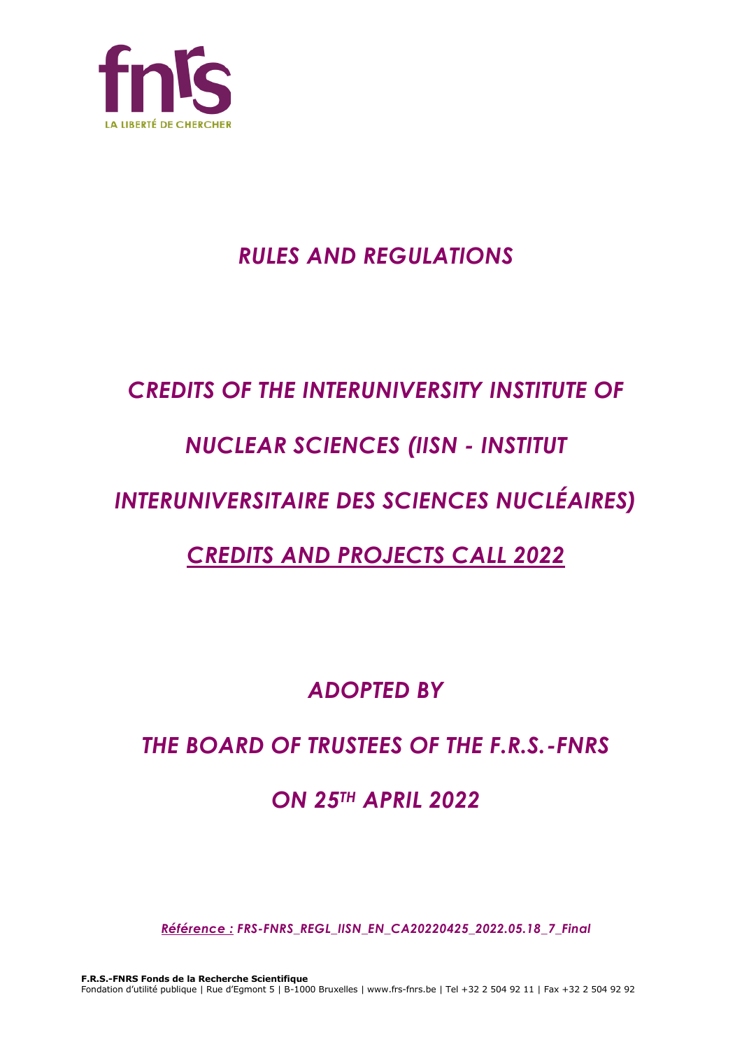# *RULES AND REGULATIONS*

# *CREDITS OF THE INTERUNIVERSITY INSTITUTE OF NUCLEAR SCIENCES (IISN - INSTITUT INTERUNIVERSITAIRE DES SCIENCES NUCLÉAIRES)*

# *CREDITS AND PROJECTS CALL 2022*

## *ADOPTED BY*

## *THE BOARD OF TRUSTEES OF THE F.R.S.-FNRS*

## *ON 25TH APRIL 2022*

*Référence : FRS-FNRS_REGL_IISN_EN_CA20220425_2022.05.18_7_Final*

**F.R.S.-FNRS Fonds de la Recherche Scientifique**
Fondation d'utilité publique | Rue d'Egmont 5 | B-1000 Bruxelles | www.frs-fnrs.be | Tel +32 2 504 92 11 | Fax +32 2 504 92 92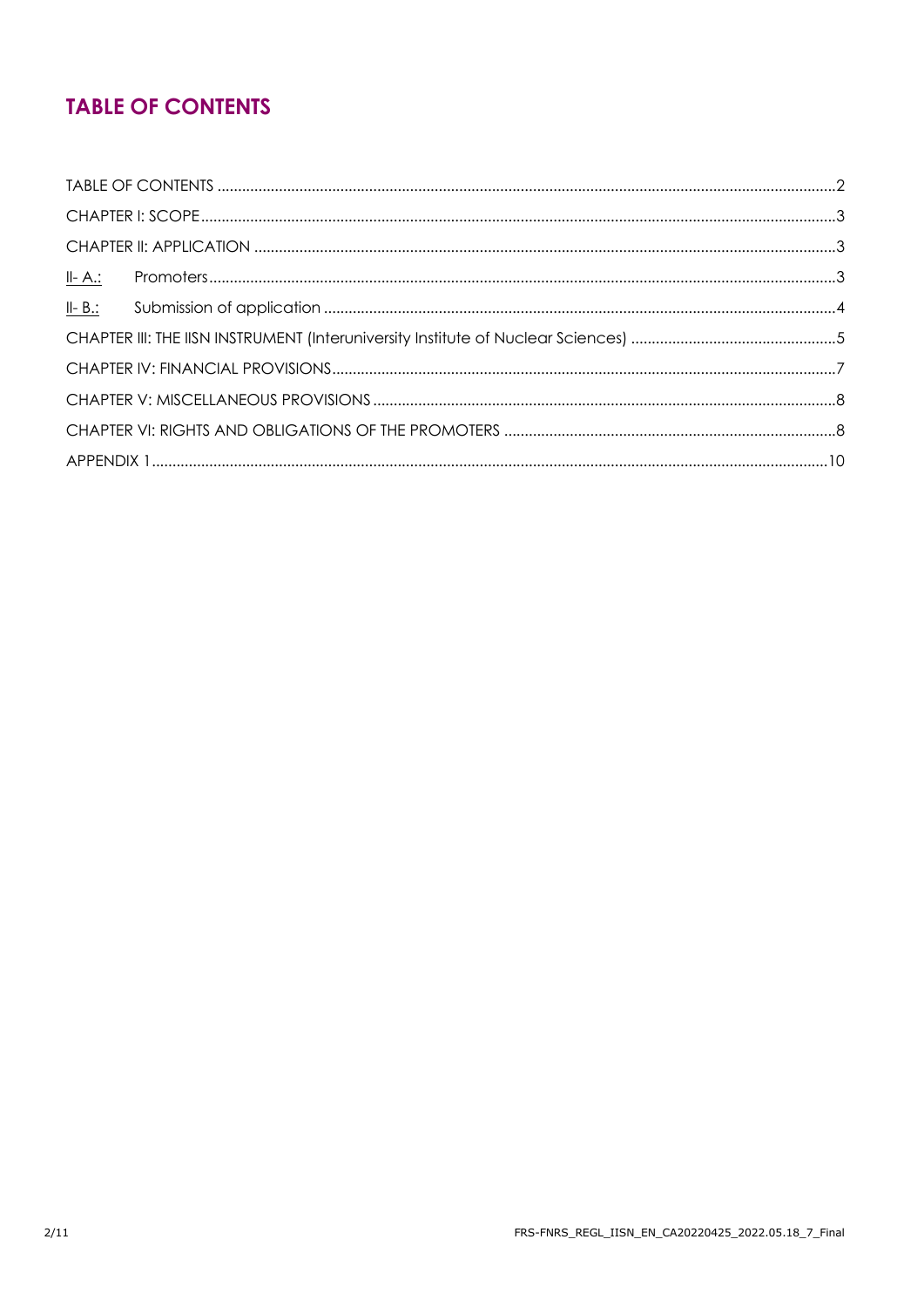## TABLE OF CONTENTS

TABLE OF CONTENTS ....................................................................................................................................................2

CHAPTER I: SCOPE.......................................................................................................................................................3

CHAPTER II: APPLICATION ..........................................................................................................................................3

II- A.: Promoters.....................................................................................................................................................3

II- B.: Submission of application ........................................................................................................................4

CHAPTER III: THE IISN INSTRUMENT (Interuniversity Institute of Nuclear Sciences) ................................................5

CHAPTER IV: FINANCIAL PROVISIONS........................................................................................................................7

CHAPTER V: MISCELLANEOUS PROVISIONS ..............................................................................................................8

CHAPTER VI: RIGHTS AND OBLIGATIONS OF THE PROMOTERS ...............................................................................8

APPENDIX 1..................................................................................................................................................................10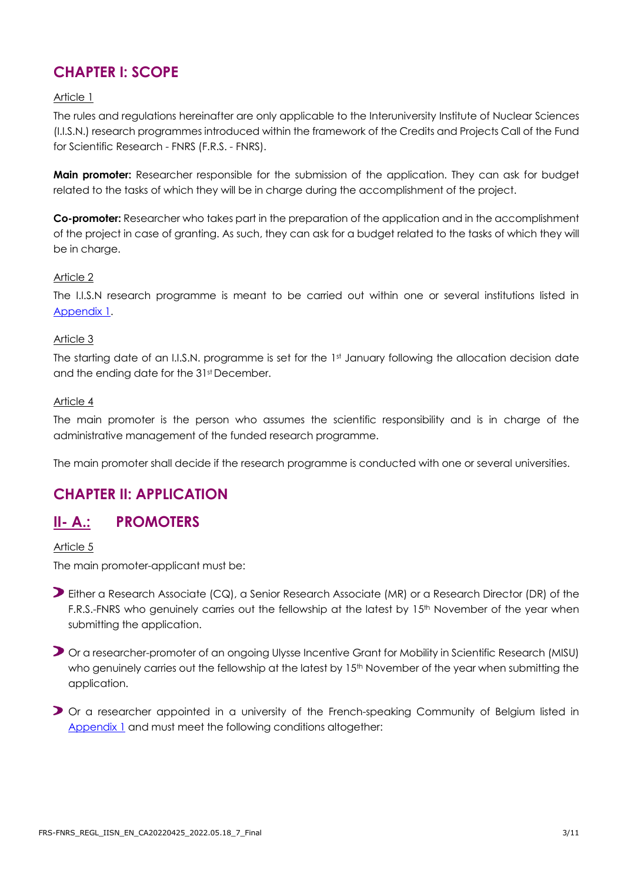## CHAPTER I: SCOPE

Article 1

The rules and regulations hereinafter are only applicable to the Interuniversity Institute of Nuclear Sciences (I.I.S.N.) research programmes introduced within the framework of the Credits and Projects Call of the Fund for Scientific Research - FNRS (F.R.S. - FNRS).

**Main promoter:** Researcher responsible for the submission of the application. They can ask for budget related to the tasks of which they will be in charge during the accomplishment of the project.

**Co-promoter:** Researcher who takes part in the preparation of the application and in the accomplishment of the project in case of granting. As such, they can ask for a budget related to the tasks of which they will be in charge.

Article 2

The I.I.S.N research programme is meant to be carried out within one or several institutions listed in Appendix 1.

Article 3

The starting date of an I.I.S.N. programme is set for the 1st January following the allocation decision date and the ending date for the 31st December.

Article 4

The main promoter is the person who assumes the scientific responsibility and is in charge of the administrative management of the funded research programme.

The main promoter shall decide if the research programme is conducted with one or several universities.

## CHAPTER II: APPLICATION

### II- A.: PROMOTERS

Article 5

The main promoter-applicant must be:

- Either a Research Associate (CQ), a Senior Research Associate (MR) or a Research Director (DR) of the F.R.S.-FNRS who genuinely carries out the fellowship at the latest by 15th November of the year when submitting the application.
- Or a researcher-promoter of an ongoing Ulysse Incentive Grant for Mobility in Scientific Research (MISU) who genuinely carries out the fellowship at the latest by 15th November of the year when submitting the application.
- Or a researcher appointed in a university of the French-speaking Community of Belgium listed in Appendix 1 and must meet the following conditions altogether: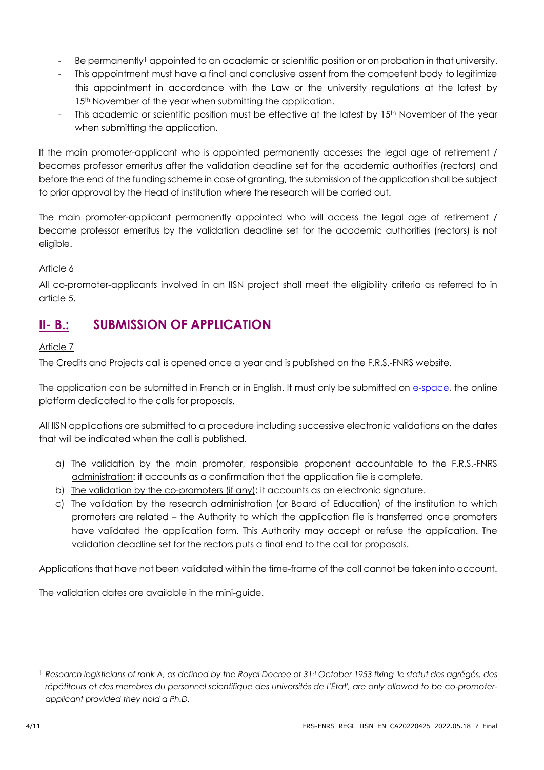- Be permanently[1] appointed to an academic or scientific position or on probation in that university.
- This appointment must have a final and conclusive assent from the competent body to legitimize this appointment in accordance with the Law or the university regulations at the latest by 15th November of the year when submitting the application.
- This academic or scientific position must be effective at the latest by 15th November of the year when submitting the application.

If the main promoter-applicant who is appointed permanently accesses the legal age of retirement / becomes professor emeritus after the validation deadline set for the academic authorities (rectors) and before the end of the funding scheme in case of granting, the submission of the application shall be subject to prior approval by the Head of institution where the research will be carried out.

The main promoter-applicant permanently appointed who will access the legal age of retirement / become professor emeritus by the validation deadline set for the academic authorities (rectors) is not eligible.

Article 6

All co-promoter-applicants involved in an IISN project shall meet the eligibility criteria as referred to in article 5.

## II- B.: SUBMISSION OF APPLICATION

Article 7

The Credits and Projects call is opened once a year and is published on the F.R.S.-FNRS website.

The application can be submitted in French or in English. It must only be submitted on e-space, the online platform dedicated to the calls for proposals.

All IISN applications are submitted to a procedure including successive electronic validations on the dates that will be indicated when the call is published.

a) The validation by the main promoter, responsible proponent accountable to the F.R.S.-FNRS administration: it accounts as a confirmation that the application file is complete.
b) The validation by the co-promoters (if any): it accounts as an electronic signature.
c) The validation by the research administration (or Board of Education) of the institution to which promoters are related – the Authority to which the application file is transferred once promoters have validated the application form. This Authority may accept or refuse the application. The validation deadline set for the rectors puts a final end to the call for proposals.

Applications that have not been validated within the time-frame of the call cannot be taken into account.

The validation dates are available in the mini-guide.

---

[1] *Research logisticians of rank A, as defined by the Royal Decree of 31st October 1953 fixing 'le statut des agrégés, des répétiteurs et des membres du personnel scientifique des universités de l'État', are only allowed to be co-promoter-applicant provided they hold a Ph.D.*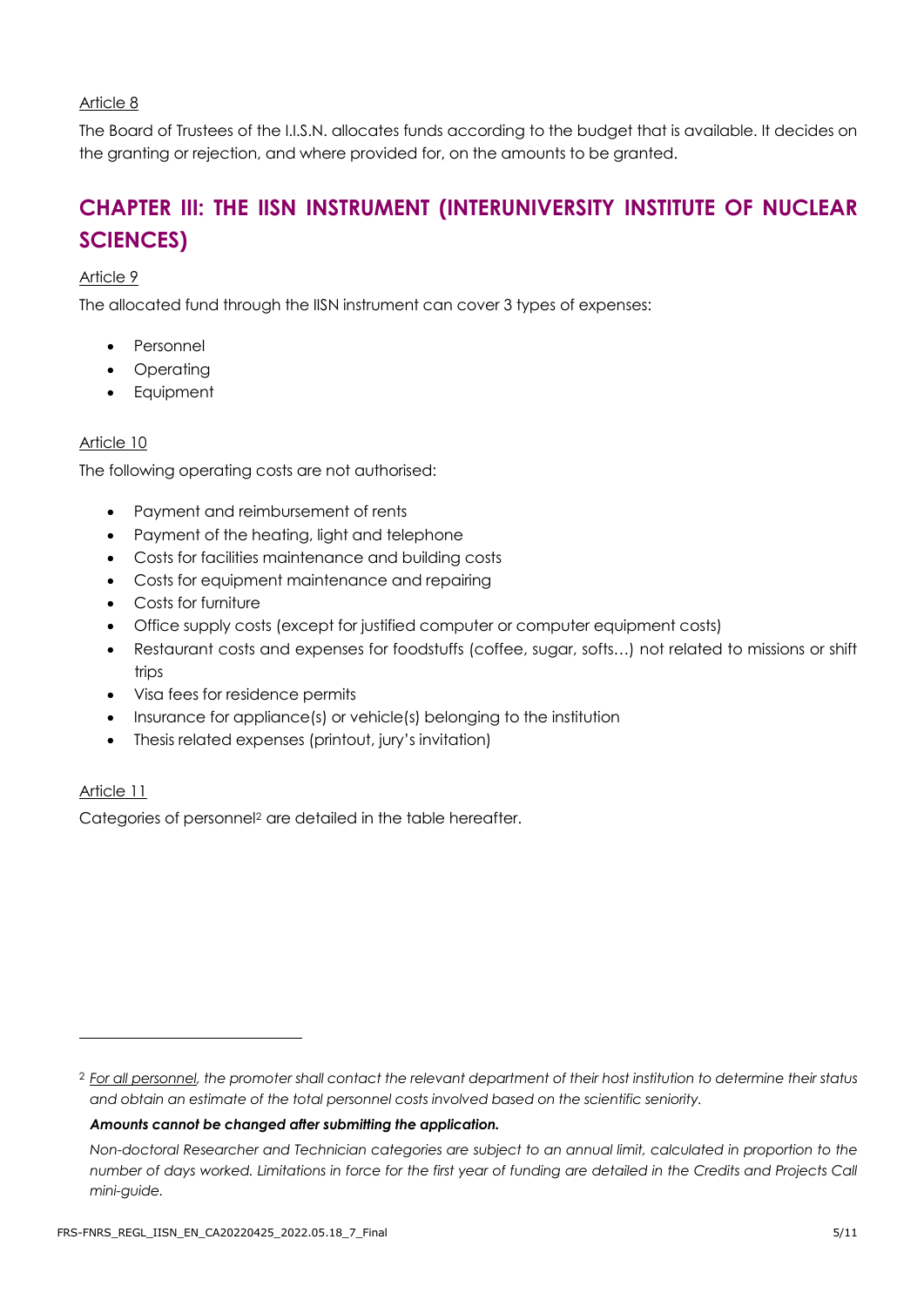Article 8

The Board of Trustees of the I.I.S.N. allocates funds according to the budget that is available. It decides on the granting or rejection, and where provided for, on the amounts to be granted.

## CHAPTER III: THE IISN INSTRUMENT (INTERUNIVERSITY INSTITUTE OF NUCLEAR SCIENCES)

Article 9

The allocated fund through the IISN instrument can cover 3 types of expenses:

- Personnel
- Operating
- Equipment

Article 10

The following operating costs are not authorised:

- Payment and reimbursement of rents
- Payment of the heating, light and telephone
- Costs for facilities maintenance and building costs
- Costs for equipment maintenance and repairing
- Costs for furniture
- Office supply costs (except for justified computer or computer equipment costs)
- Restaurant costs and expenses for foodstuffs (coffee, sugar, softs…) not related to missions or shift trips
- Visa fees for residence permits
- Insurance for appliance(s) or vehicle(s) belonging to the institution
- Thesis related expenses (printout, jury's invitation)

Article 11

Categories of personnel[2] are detailed in the table hereafter.

---

[2] *For all personnel, the promoter shall contact the relevant department of their host institution to determine their status and obtain an estimate of the total personnel costs involved based on the scientific seniority.*

***Amounts cannot be changed after submitting the application.***

*Non-doctoral Researcher and Technician categories are subject to an annual limit, calculated in proportion to the number of days worked. Limitations in force for the first year of funding are detailed in the Credits and Projects Call mini-guide.*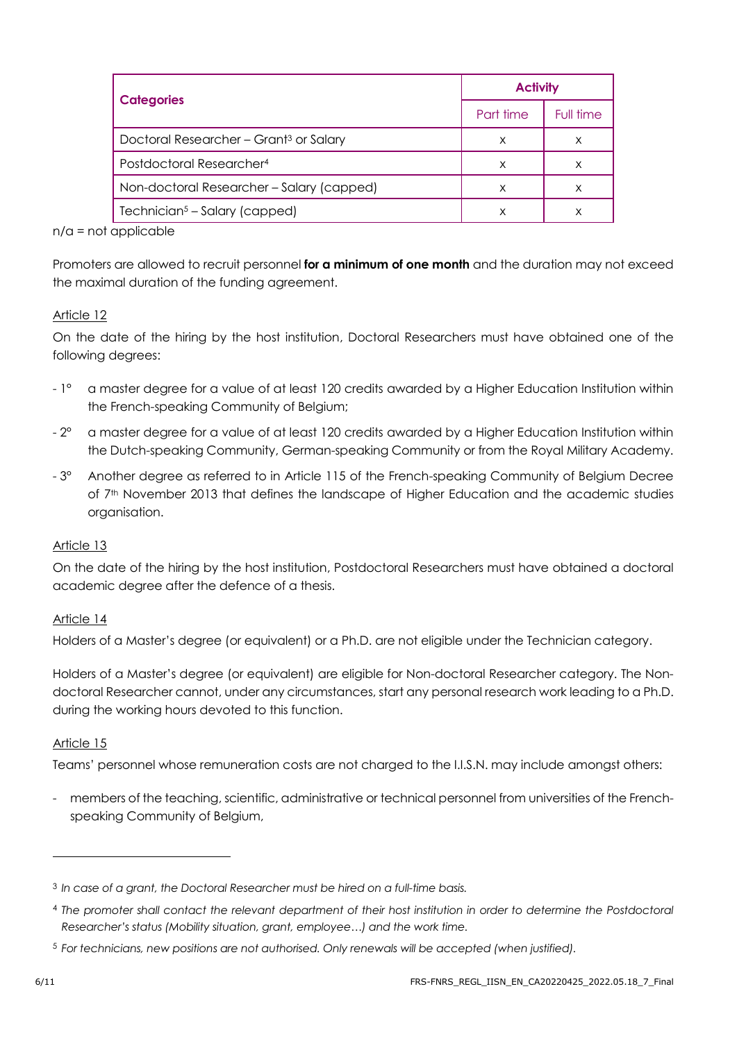| Categories | Activity | |
|---|---|---|
| | Part time | Full time |
| Doctoral Researcher – Grant[3] or Salary | x | x |
| Postdoctoral Researcher[4] | x | x |
| Non-doctoral Researcher – Salary (capped) | x | x |
| Technician[5] – Salary (capped) | x | x |

n/a = not applicable

Promoters are allowed to recruit personnel **for a minimum of one month** and the duration may not exceed the maximal duration of the funding agreement.

Article 12

On the date of the hiring by the host institution, Doctoral Researchers must have obtained one of the following degrees:

- 1° a master degree for a value of at least 120 credits awarded by a Higher Education Institution within the French-speaking Community of Belgium;
- 2° a master degree for a value of at least 120 credits awarded by a Higher Education Institution within the Dutch-speaking Community, German-speaking Community or from the Royal Military Academy.
- 3° Another degree as referred to in Article 115 of the French-speaking Community of Belgium Decree of 7th November 2013 that defines the landscape of Higher Education and the academic studies organisation.

Article 13

On the date of the hiring by the host institution, Postdoctoral Researchers must have obtained a doctoral academic degree after the defence of a thesis.

Article 14

Holders of a Master's degree (or equivalent) or a Ph.D. are not eligible under the Technician category.

Holders of a Master's degree (or equivalent) are eligible for Non-doctoral Researcher category. The Non-doctoral Researcher cannot, under any circumstances, start any personal research work leading to a Ph.D. during the working hours devoted to this function.

Article 15

Teams' personnel whose remuneration costs are not charged to the I.I.S.N. may include amongst others:

- members of the teaching, scientific, administrative or technical personnel from universities of the French-speaking Community of Belgium,

---

[3] *In case of a grant, the Doctoral Researcher must be hired on a full-time basis.*

[4] *The promoter shall contact the relevant department of their host institution in order to determine the Postdoctoral Researcher's status (Mobility situation, grant, employee…) and the work time.*

[5] *For technicians, new positions are not authorised. Only renewals will be accepted (when justified).*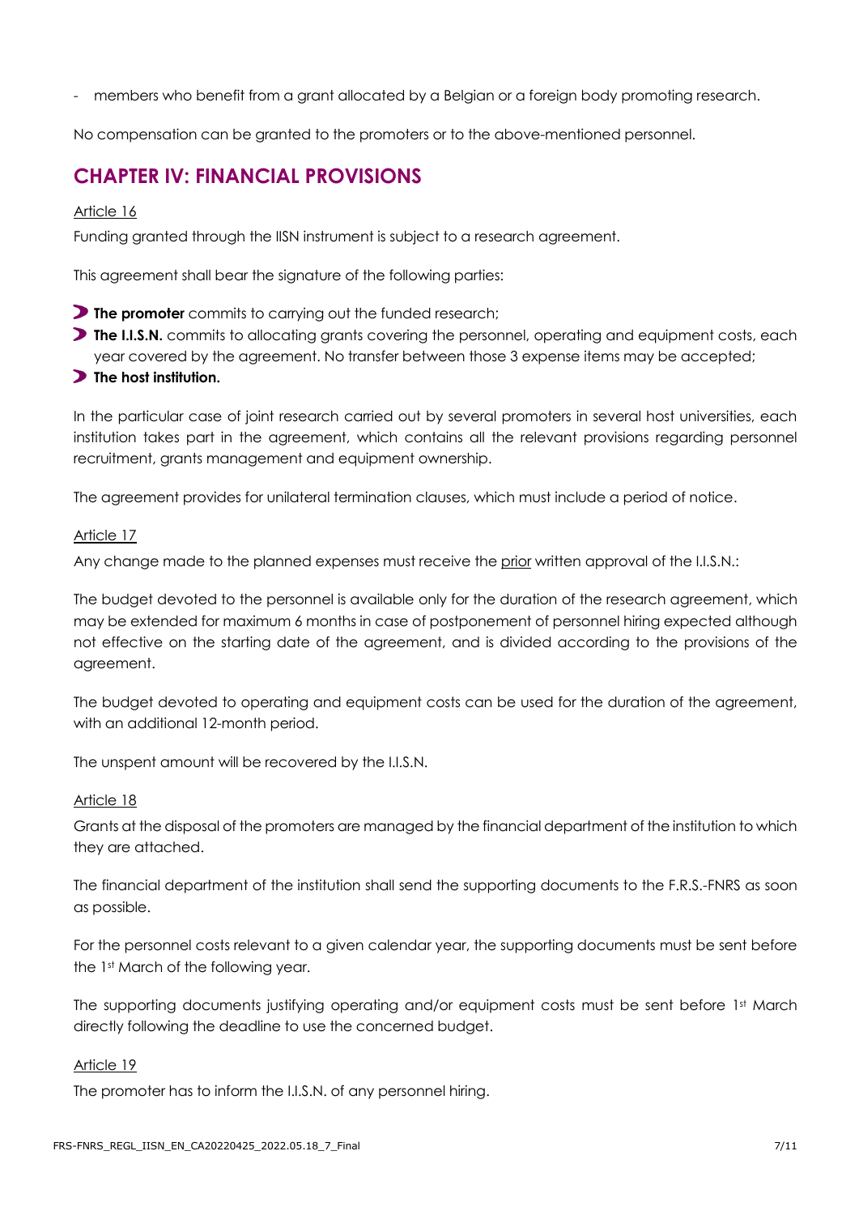- members who benefit from a grant allocated by a Belgian or a foreign body promoting research.

No compensation can be granted to the promoters or to the above-mentioned personnel.

## CHAPTER IV: FINANCIAL PROVISIONS

Article 16

Funding granted through the IISN instrument is subject to a research agreement.

This agreement shall bear the signature of the following parties:

- **The promoter** commits to carrying out the funded research;
- **The I.I.S.N.** commits to allocating grants covering the personnel, operating and equipment costs, each year covered by the agreement. No transfer between those 3 expense items may be accepted;
- **The host institution.**

In the particular case of joint research carried out by several promoters in several host universities, each institution takes part in the agreement, which contains all the relevant provisions regarding personnel recruitment, grants management and equipment ownership.

The agreement provides for unilateral termination clauses, which must include a period of notice.

Article 17

Any change made to the planned expenses must receive the prior written approval of the I.I.S.N.:

The budget devoted to the personnel is available only for the duration of the research agreement, which may be extended for maximum 6 months in case of postponement of personnel hiring expected although not effective on the starting date of the agreement, and is divided according to the provisions of the agreement.

The budget devoted to operating and equipment costs can be used for the duration of the agreement, with an additional 12-month period.

The unspent amount will be recovered by the I.I.S.N.

Article 18

Grants at the disposal of the promoters are managed by the financial department of the institution to which they are attached.

The financial department of the institution shall send the supporting documents to the F.R.S.-FNRS as soon as possible.

For the personnel costs relevant to a given calendar year, the supporting documents must be sent before the 1st March of the following year.

The supporting documents justifying operating and/or equipment costs must be sent before 1st March directly following the deadline to use the concerned budget.

Article 19

The promoter has to inform the I.I.S.N. of any personnel hiring.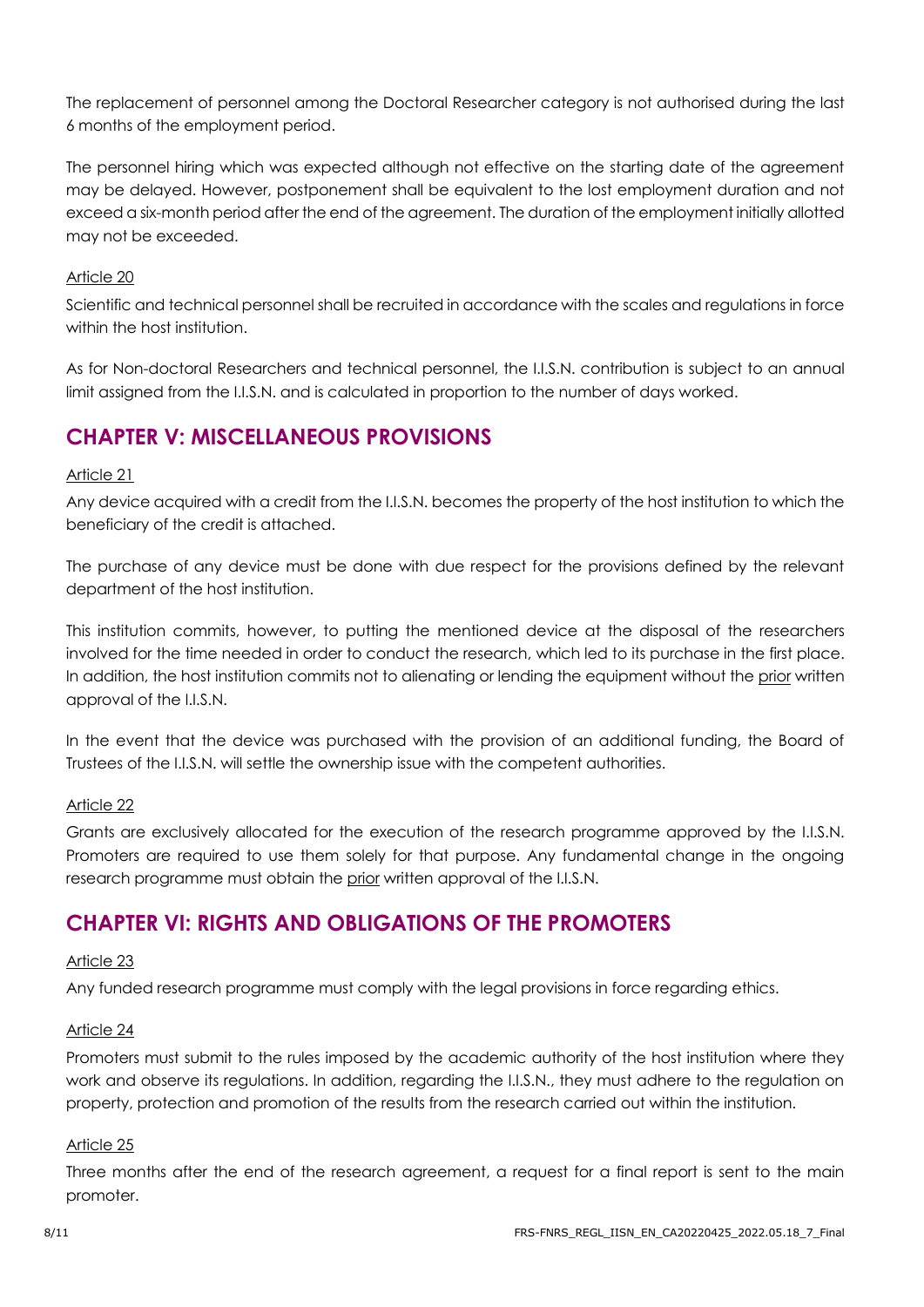The replacement of personnel among the Doctoral Researcher category is not authorised during the last 6 months of the employment period.

The personnel hiring which was expected although not effective on the starting date of the agreement may be delayed. However, postponement shall be equivalent to the lost employment duration and not exceed a six-month period after the end of the agreement. The duration of the employment initially allotted may not be exceeded.

Article 20

Scientific and technical personnel shall be recruited in accordance with the scales and regulations in force within the host institution.

As for Non-doctoral Researchers and technical personnel, the I.I.S.N. contribution is subject to an annual limit assigned from the I.I.S.N. and is calculated in proportion to the number of days worked.

## CHAPTER V: MISCELLANEOUS PROVISIONS

Article 21

Any device acquired with a credit from the I.I.S.N. becomes the property of the host institution to which the beneficiary of the credit is attached.

The purchase of any device must be done with due respect for the provisions defined by the relevant department of the host institution.

This institution commits, however, to putting the mentioned device at the disposal of the researchers involved for the time needed in order to conduct the research, which led to its purchase in the first place. In addition, the host institution commits not to alienating or lending the equipment without the prior written approval of the I.I.S.N.

In the event that the device was purchased with the provision of an additional funding, the Board of Trustees of the I.I.S.N. will settle the ownership issue with the competent authorities.

Article 22

Grants are exclusively allocated for the execution of the research programme approved by the I.I.S.N. Promoters are required to use them solely for that purpose. Any fundamental change in the ongoing research programme must obtain the prior written approval of the I.I.S.N.

## CHAPTER VI: RIGHTS AND OBLIGATIONS OF THE PROMOTERS

Article 23

Any funded research programme must comply with the legal provisions in force regarding ethics.

Article 24

Promoters must submit to the rules imposed by the academic authority of the host institution where they work and observe its regulations. In addition, regarding the I.I.S.N., they must adhere to the regulation on property, protection and promotion of the results from the research carried out within the institution.

Article 25

Three months after the end of the research agreement, a request for a final report is sent to the main promoter.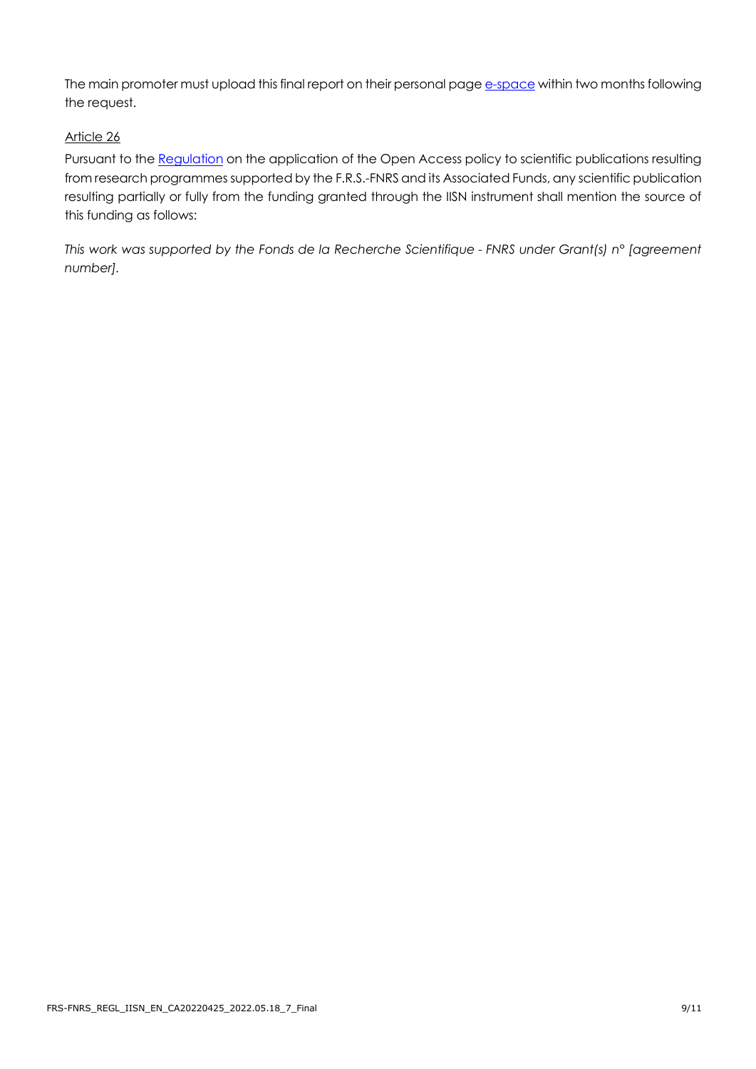The main promoter must upload this final report on their personal page e-space within two months following the request.

Article 26

Pursuant to the Regulation on the application of the Open Access policy to scientific publications resulting from research programmes supported by the F.R.S.-FNRS and its Associated Funds, any scientific publication resulting partially or fully from the funding granted through the IISN instrument shall mention the source of this funding as follows:

*This work was supported by the Fonds de la Recherche Scientifique - FNRS under Grant(s) n° [agreement number].*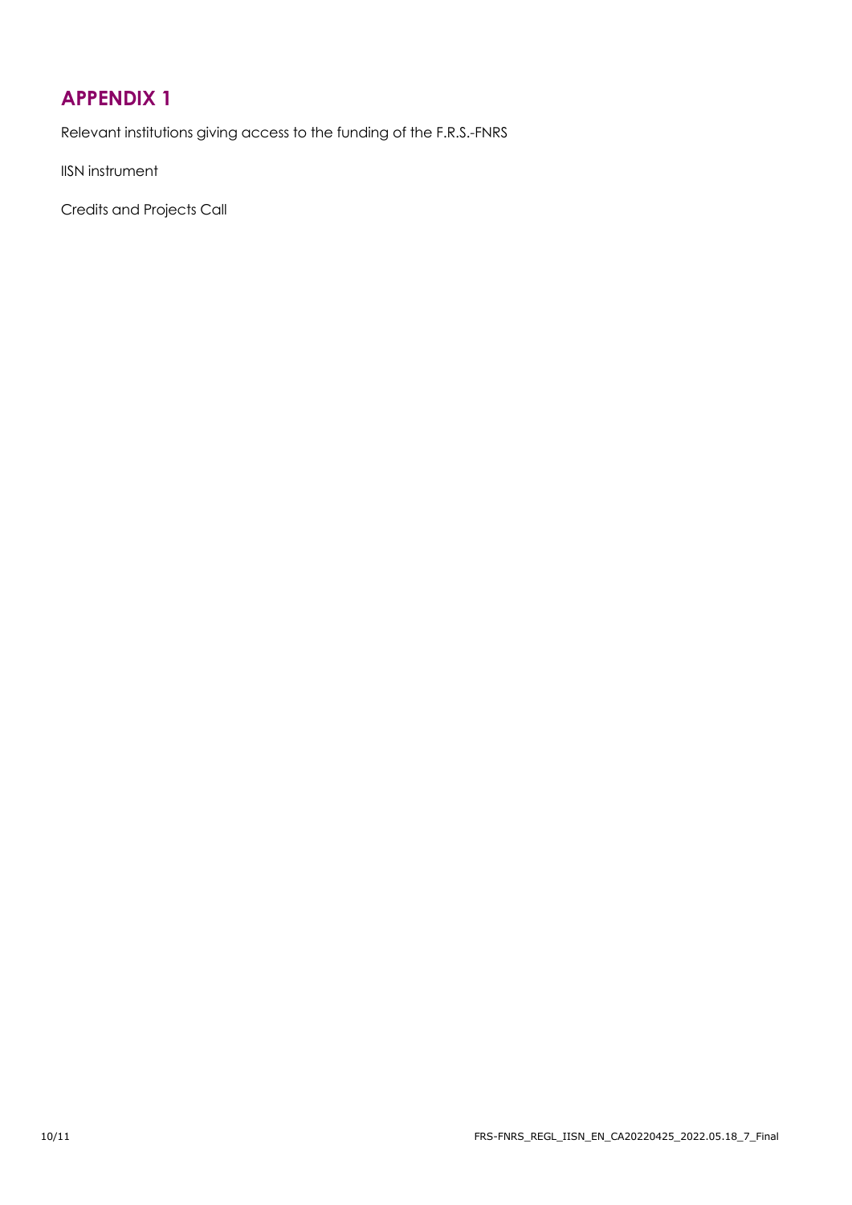# APPENDIX 1

Relevant institutions giving access to the funding of the F.R.S.-FNRS

IISN instrument

Credits and Projects Call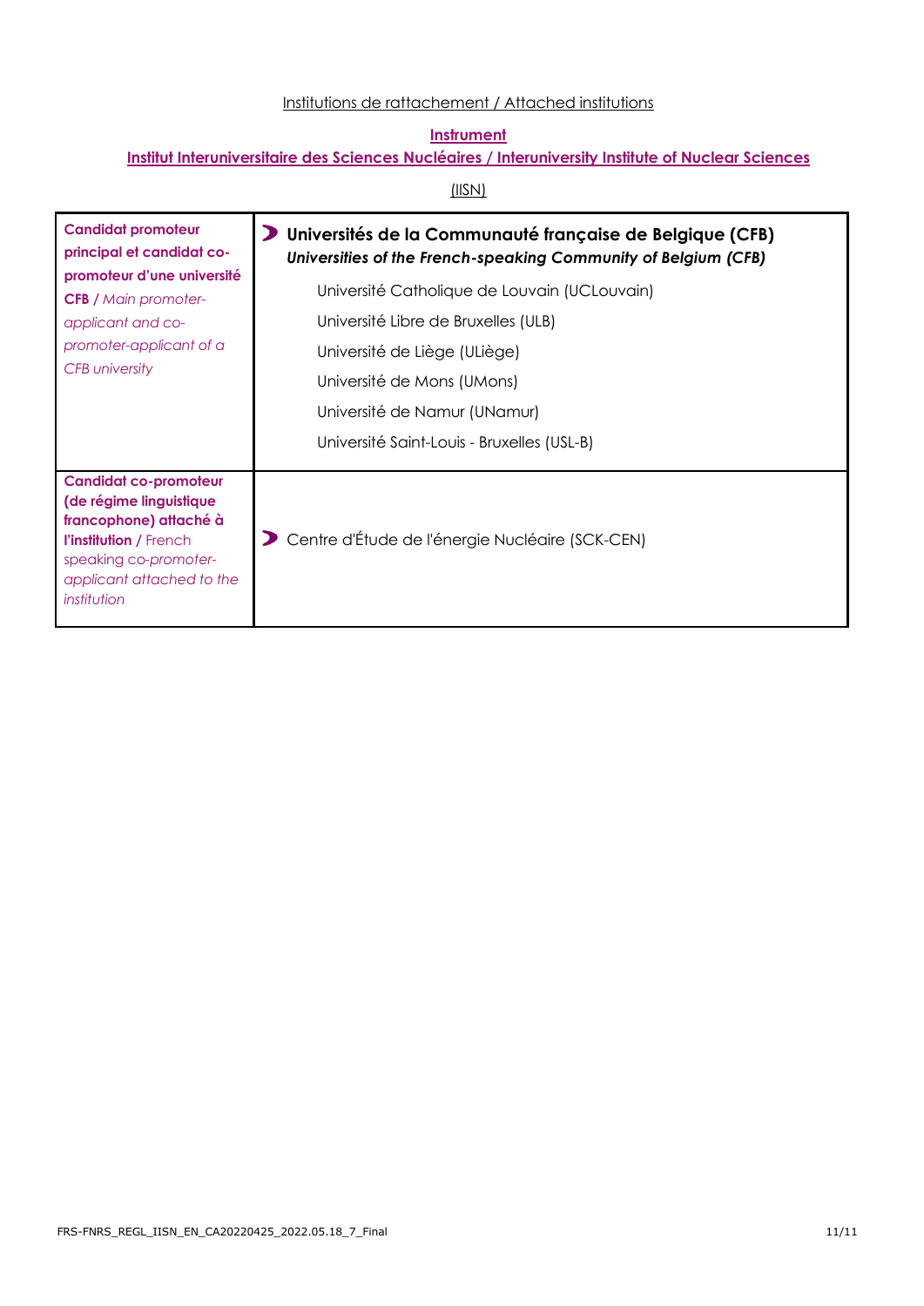Institutions de rattachement / Attached institutions

**Instrument**

**Institut Interuniversitaire des Sciences Nucléaires / Interuniversity Institute of Nuclear Sciences**

(IISN)

| | |
|---|---|
| **Candidat promoteur principal et candidat co-promoteur d'une université CFB** / *Main promoter-applicant and co-promoter-applicant of a CFB university* | **Universités de la Communauté française de Belgique (CFB)**<br>***Universities of the French-speaking Community of Belgium (CFB)***<br>Université Catholique de Louvain (UCLouvain)<br>Université Libre de Bruxelles (ULB)<br>Université de Liège (ULiège)<br>Université de Mons (UMons)<br>Université de Namur (UNamur)<br>Université Saint-Louis - Bruxelles (USL-B) |
| **Candidat co-promoteur (de régime linguistique francophone) attaché à l'institution** / *French speaking co-promoter-applicant attached to the institution* | Centre d'Étude de l'énergie Nucléaire (SCK-CEN) |

FRS-FNRS_REGL_IISN_EN_CA20220425_2022.05.18_7_Final